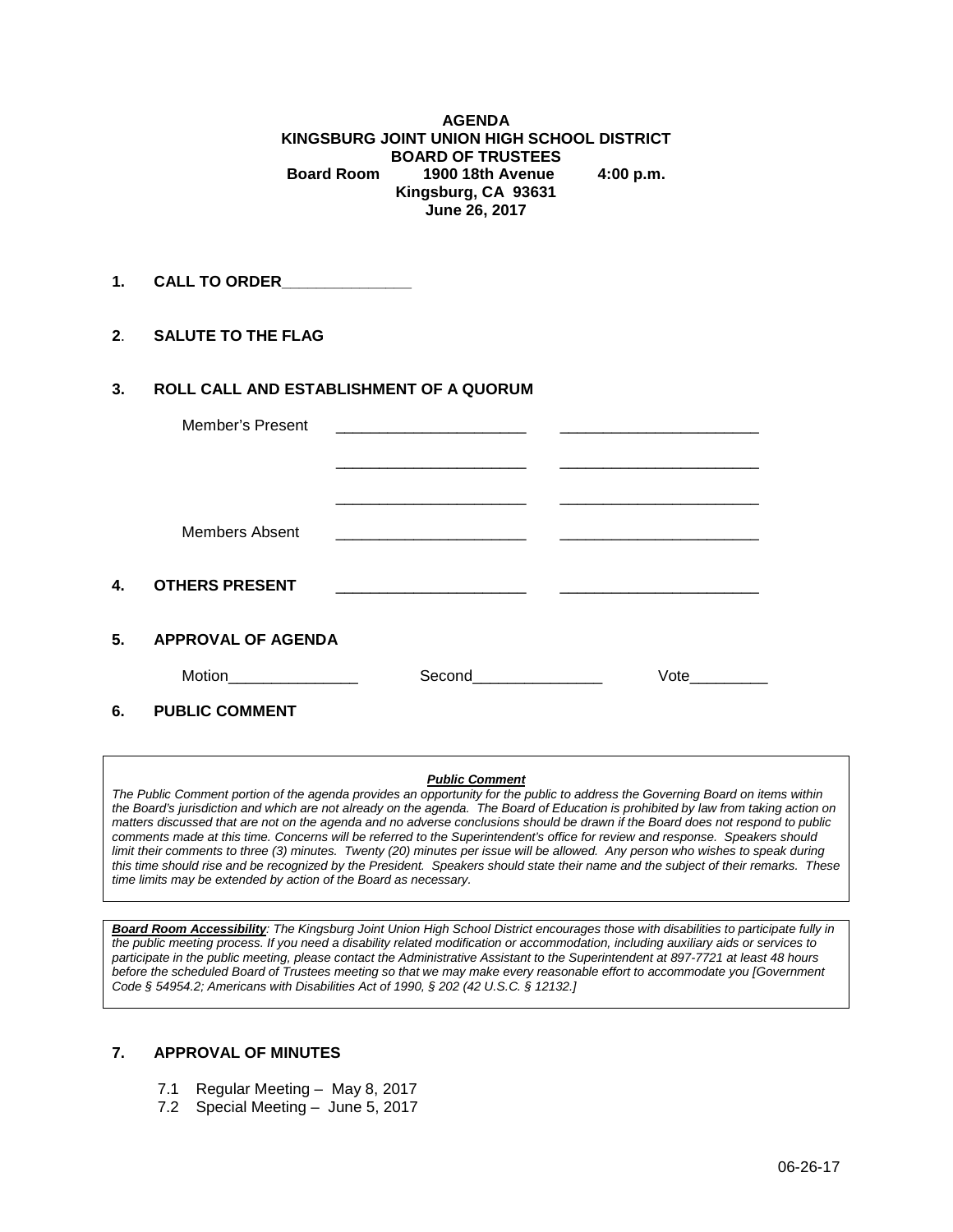**AGENDA**
**KINGSBURG JOINT UNION HIGH SCHOOL DISTRICT**
**BOARD OF TRUSTEES**
**Board Room 1900 18th Avenue 4:00 p.m.**
**Kingsburg, CA 93631**
**June 26, 2017**

**1. CALL TO ORDER______________**

**2. SALUTE TO THE FLAG**

**3. ROLL CALL AND ESTABLISHMENT OF A QUORUM**

Member's Present ______________________ ______________________

______________________ ______________________

______________________ ______________________

Members Absent ______________________ ______________________

**4. OTHERS PRESENT** ______________________ ______________________

**5. APPROVAL OF AGENDA**

Motion_______________ Second_______________ Vote_________

**6. PUBLIC COMMENT**

***Public Comment***

*The Public Comment portion of the agenda provides an opportunity for the public to address the Governing Board on items within the Board's jurisdiction and which are not already on the agenda. The Board of Education is prohibited by law from taking action on matters discussed that are not on the agenda and no adverse conclusions should be drawn if the Board does not respond to public comments made at this time. Concerns will be referred to the Superintendent's office for review and response. Speakers should limit their comments to three (3) minutes. Twenty (20) minutes per issue will be allowed. Any person who wishes to speak during this time should rise and be recognized by the President. Speakers should state their name and the subject of their remarks. These time limits may be extended by action of the Board as necessary.*

***Board Room Accessibility****: The Kingsburg Joint Union High School District encourages those with disabilities to participate fully in the public meeting process. If you need a disability related modification or accommodation, including auxiliary aids or services to participate in the public meeting, please contact the Administrative Assistant to the Superintendent at 897-7721 at least 48 hours before the scheduled Board of Trustees meeting so that we may make every reasonable effort to accommodate you [Government Code § 54954.2; Americans with Disabilities Act of 1990, § 202 (42 U.S.C. § 12132.]*

**7. APPROVAL OF MINUTES**

7.1 Regular Meeting – May 8, 2017
7.2 Special Meeting – June 5, 2017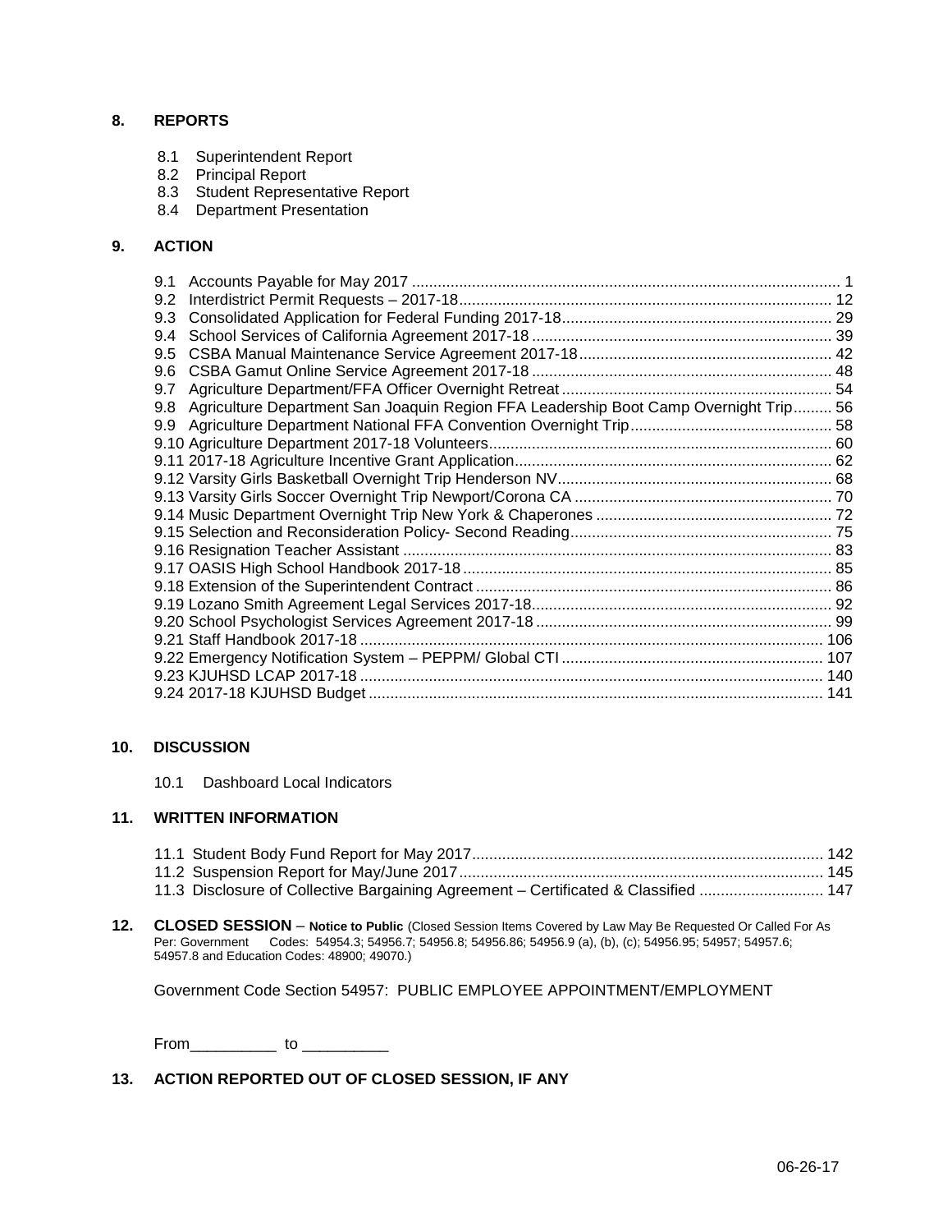## 8. REPORTS

8.1 Superintendent Report
8.2 Principal Report
8.3 Student Representative Report
8.4 Department Presentation

## 9. ACTION

9.1 Accounts Payable for May 2017 ........ 1
9.2 Interdistrict Permit Requests – 2017-18 ........ 12
9.3 Consolidated Application for Federal Funding 2017-18 ........ 29
9.4 School Services of California Agreement 2017-18 ........ 39
9.5 CSBA Manual Maintenance Service Agreement 2017-18 ........ 42
9.6 CSBA Gamut Online Service Agreement 2017-18 ........ 48
9.7 Agriculture Department/FFA Officer Overnight Retreat ........ 54
9.8 Agriculture Department San Joaquin Region FFA Leadership Boot Camp Overnight Trip ........ 56
9.9 Agriculture Department National FFA Convention Overnight Trip ........ 58
9.10 Agriculture Department 2017-18 Volunteers ........ 60
9.11 2017-18 Agriculture Incentive Grant Application ........ 62
9.12 Varsity Girls Basketball Overnight Trip Henderson NV ........ 68
9.13 Varsity Girls Soccer Overnight Trip Newport/Corona CA ........ 70
9.14 Music Department Overnight Trip New York & Chaperones ........ 72
9.15 Selection and Reconsideration Policy- Second Reading ........ 75
9.16 Resignation Teacher Assistant ........ 83
9.17 OASIS High School Handbook 2017-18 ........ 85
9.18 Extension of the Superintendent Contract ........ 86
9.19 Lozano Smith Agreement Legal Services 2017-18 ........ 92
9.20 School Psychologist Services Agreement 2017-18 ........ 99
9.21 Staff Handbook 2017-18 ........ 106
9.22 Emergency Notification System – PEPPM/ Global CTI ........ 107
9.23 KJUHSD LCAP 2017-18 ........ 140
9.24 2017-18 KJUHSD Budget ........ 141

## 10. DISCUSSION

10.1 Dashboard Local Indicators

## 11. WRITTEN INFORMATION

11.1 Student Body Fund Report for May 2017 ........ 142
11.2 Suspension Report for May/June 2017 ........ 145
11.3 Disclosure of Collective Bargaining Agreement – Certificated & Classified ........ 147

## 12. CLOSED SESSION – Notice to Public (Closed Session Items Covered by Law May Be Requested Or Called For As Per: Government Codes: 54954.3; 54956.7; 54956.8; 54956.86; 54956.9 (a), (b), (c); 54956.95; 54957; 54957.6; 54957.8 and Education Codes: 48900; 49070.)

Government Code Section 54957: PUBLIC EMPLOYEE APPOINTMENT/EMPLOYMENT

From__________ to __________

## 13. ACTION REPORTED OUT OF CLOSED SESSION, IF ANY

06-26-17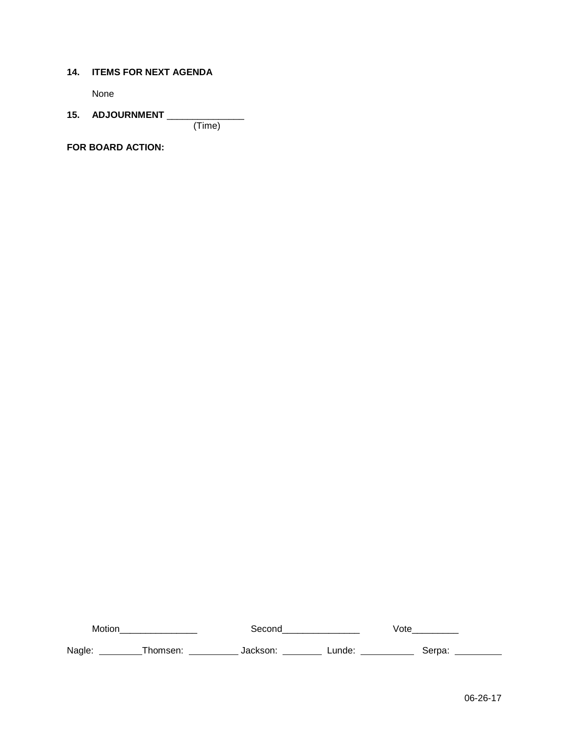**14. ITEMS FOR NEXT AGENDA**

None

**15. ADJOURNMENT** _______________
(Time)

**FOR BOARD ACTION:**

Motion_______________ Second_______________ Vote_________

Nagle: _________ Thomsen: __________ Jackson: ________ Lunde: ___________ Serpa: _________

06-26-17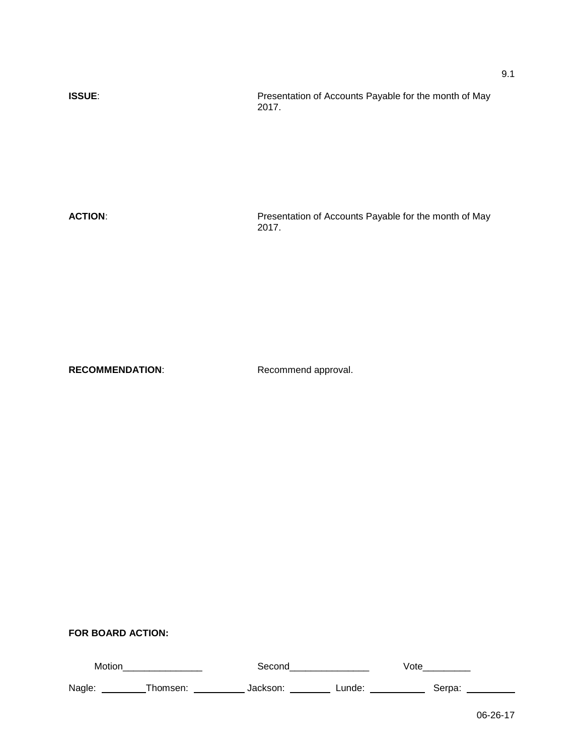9.1

**ISSUE**: Presentation of Accounts Payable for the month of May 2017.

**ACTION**: Presentation of Accounts Payable for the month of May 2017.

**RECOMMENDATION**: Recommend approval.

**FOR BOARD ACTION:**

Motion_______________ Second_______________ Vote_________

Nagle: _________ Thomsen: __________ Jackson: ________ Lunde: ___________ Serpa: __________

06-26-17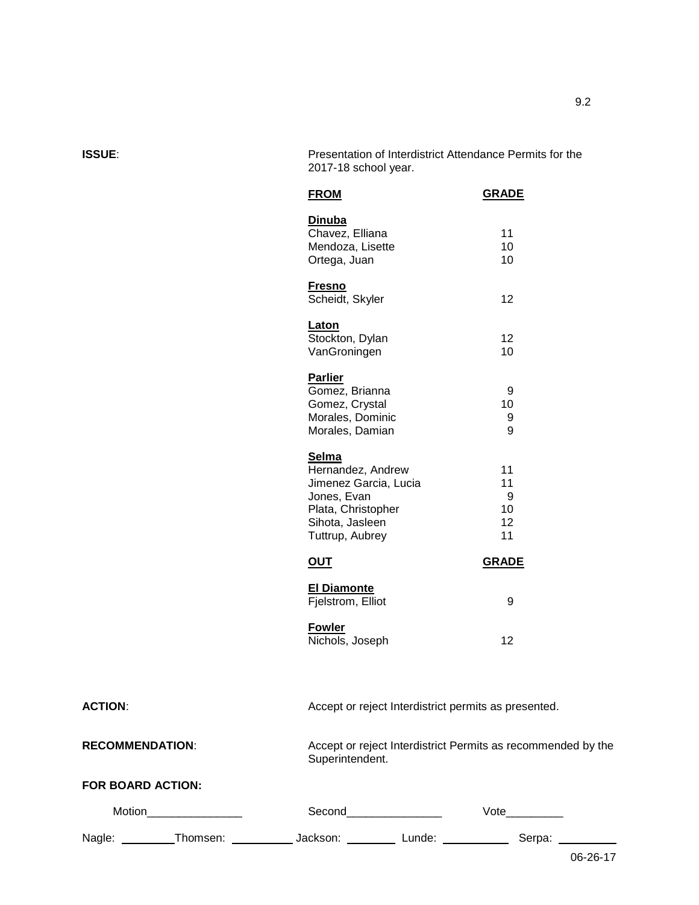9.2

**ISSUE**: Presentation of Interdistrict Attendance Permits for the 2017-18 school year.

| **FROM** | **GRADE** |
|---|---|
| **Dinuba** | |
| Chavez, Elliana | 11 |
| Mendoza, Lisette | 10 |
| Ortega, Juan | 10 |
| **Fresno** | |
| Scheidt, Skyler | 12 |
| **Laton** | |
| Stockton, Dylan | 12 |
| VanGroningen | 10 |
| **Parlier** | |
| Gomez, Brianna | 9 |
| Gomez, Crystal | 10 |
| Morales, Dominic | 9 |
| Morales, Damian | 9 |
| **Selma** | |
| Hernandez, Andrew | 11 |
| Jimenez Garcia, Lucia | 11 |
| Jones, Evan | 9 |
| Plata, Christopher | 10 |
| Sihota, Jasleen | 12 |
| Tuttrup, Aubrey | 11 |

| **OUT** | **GRADE** |
|---|---|
| **El Diamonte** | |
| Fjelstrom, Elliot | 9 |
| **Fowler** | |
| Nichols, Joseph | 12 |

**ACTION**: Accept or reject Interdistrict permits as presented.

**RECOMMENDATION**: Accept or reject Interdistrict Permits as recommended by the Superintendent.

**FOR BOARD ACTION:**

Motion_______________ Second_______________ Vote_________

Nagle: _________ Thomsen: __________ Jackson: ________ Lunde: ___________ Serpa: _________

06-26-17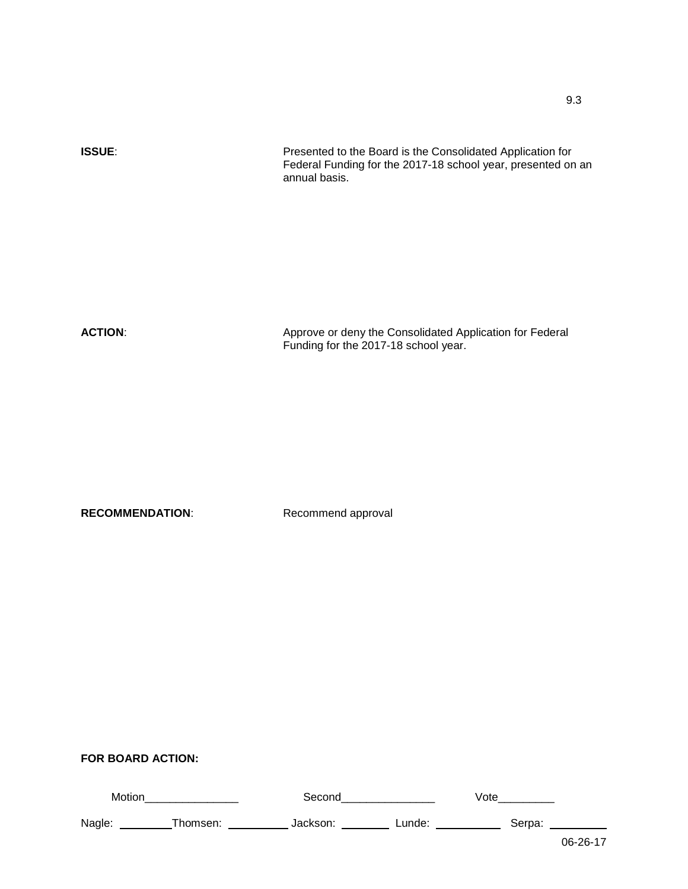9.3

**ISSUE**: Presented to the Board is the Consolidated Application for Federal Funding for the 2017-18 school year, presented on an annual basis.

**ACTION**: Approve or deny the Consolidated Application for Federal Funding for the 2017-18 school year.

**RECOMMENDATION**: Recommend approval

**FOR BOARD ACTION:**

Motion_______________ Second_______________ Vote_________

Nagle: _________ Thomsen: __________ Jackson: ________ Lunde: ___________ Serpa: _________

06-26-17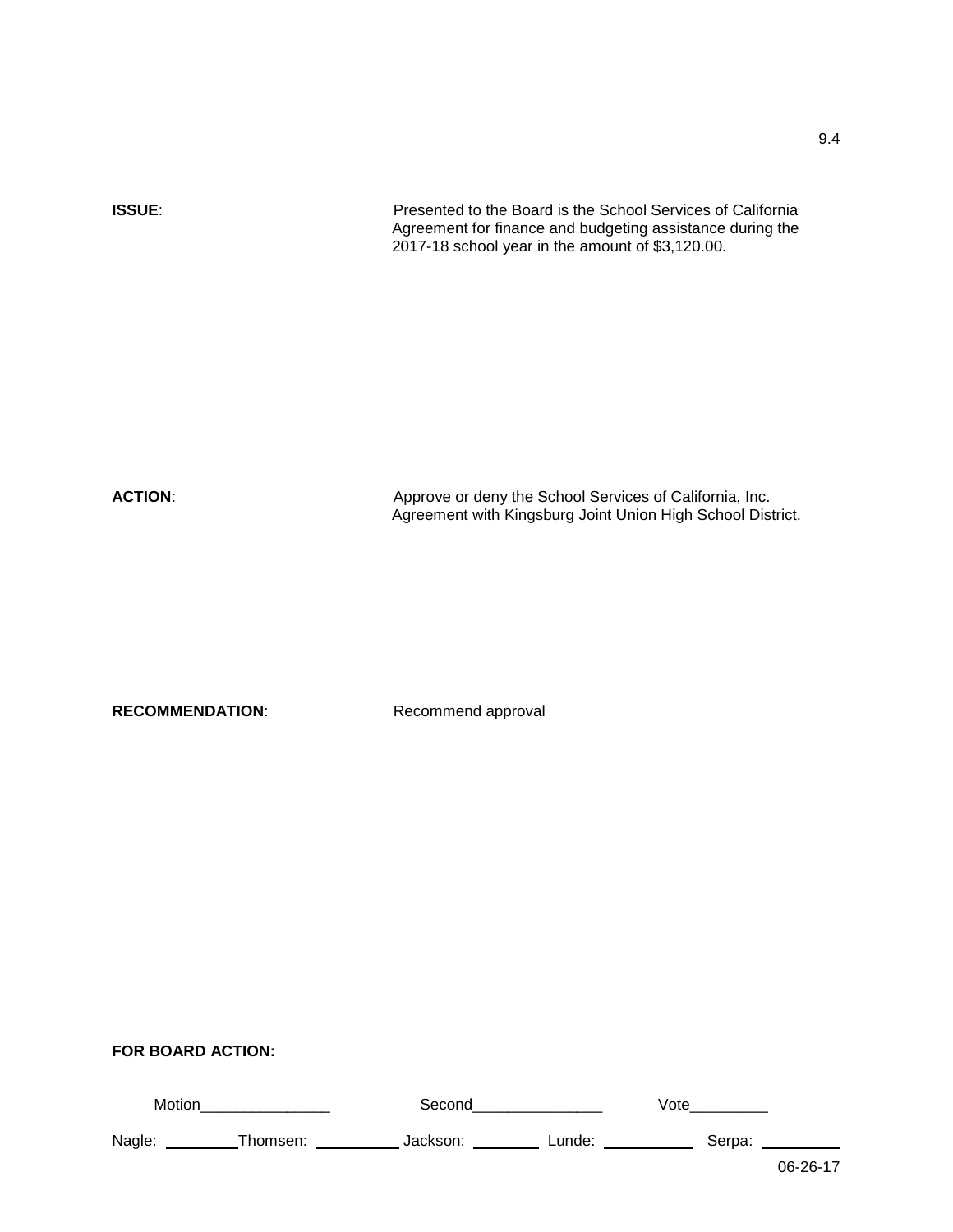9.4

**ISSUE**: Presented to the Board is the School Services of California Agreement for finance and budgeting assistance during the 2017-18 school year in the amount of $3,120.00.

**ACTION**: Approve or deny the School Services of California, Inc. Agreement with Kingsburg Joint Union High School District.

**RECOMMENDATION**: Recommend approval

**FOR BOARD ACTION:**

Motion_______________ Second_______________ Vote_________

Nagle: _________ Thomsen: __________ Jackson: ________ Lunde: ___________ Serpa: _________

06-26-17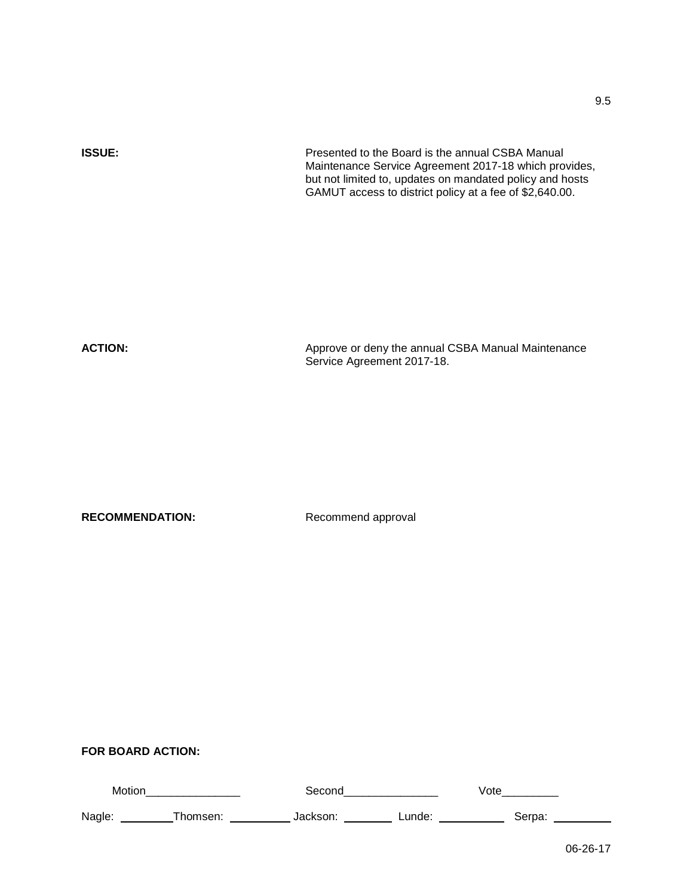9.5

**ISSUE:** Presented to the Board is the annual CSBA Manual Maintenance Service Agreement 2017-18 which provides, but not limited to, updates on mandated policy and hosts GAMUT access to district policy at a fee of $2,640.00.

**ACTION:** Approve or deny the annual CSBA Manual Maintenance Service Agreement 2017-18.

**RECOMMENDATION:** Recommend approval

**FOR BOARD ACTION:**

Motion_______________ Second_______________ Vote_________

Nagle: _________ Thomsen: __________ Jackson: ________ Lunde: ___________ Serpa: _________

06-26-17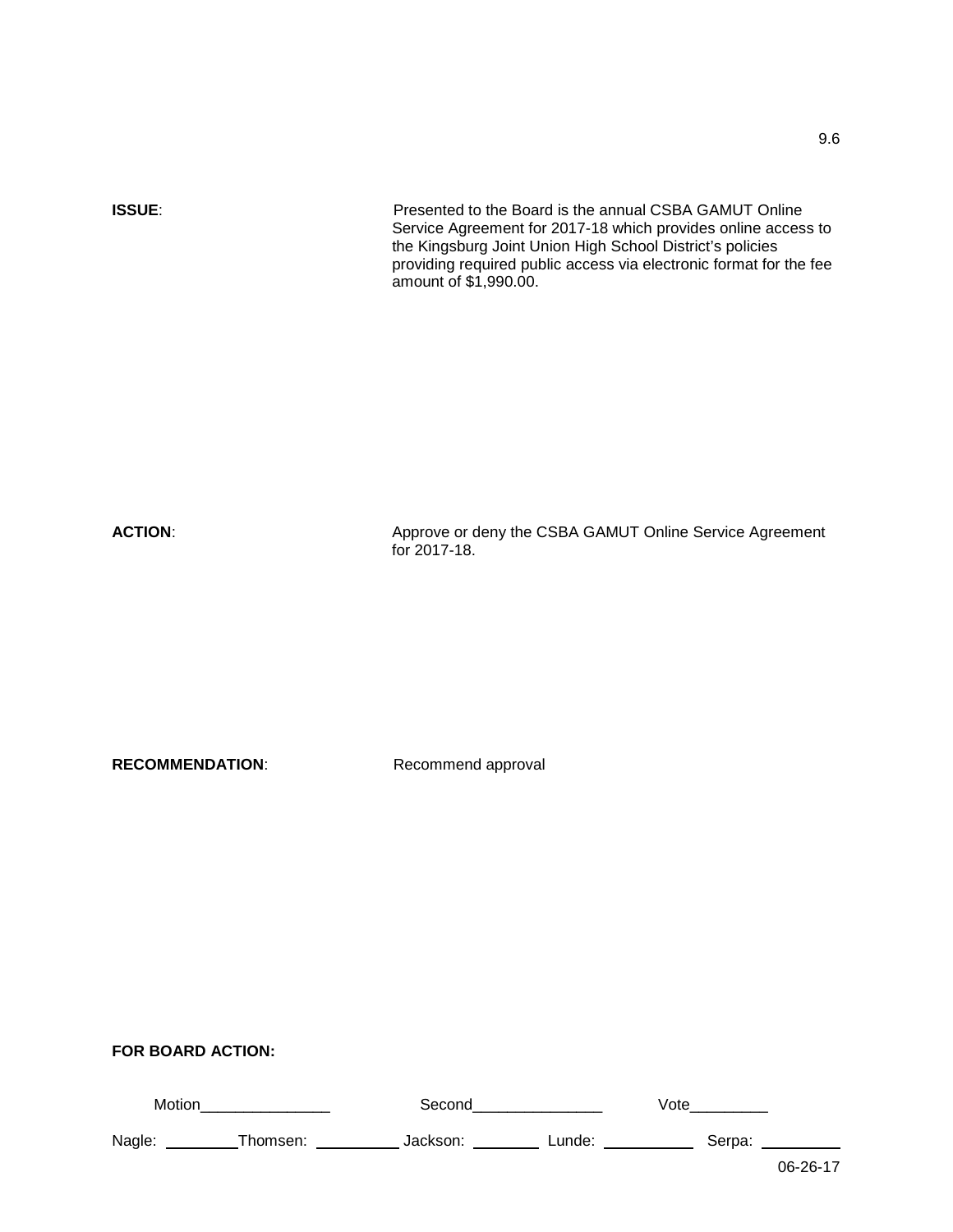9.6

**ISSUE**: Presented to the Board is the annual CSBA GAMUT Online Service Agreement for 2017-18 which provides online access to the Kingsburg Joint Union High School District's policies providing required public access via electronic format for the fee amount of $1,990.00.

**ACTION**: Approve or deny the CSBA GAMUT Online Service Agreement for 2017-18.

**RECOMMENDATION**: Recommend approval

**FOR BOARD ACTION:**

Motion_______________ Second_______________ Vote_________

Nagle: _________ Thomsen: __________ Jackson: ________ Lunde: ___________ Serpa: _________

06-26-17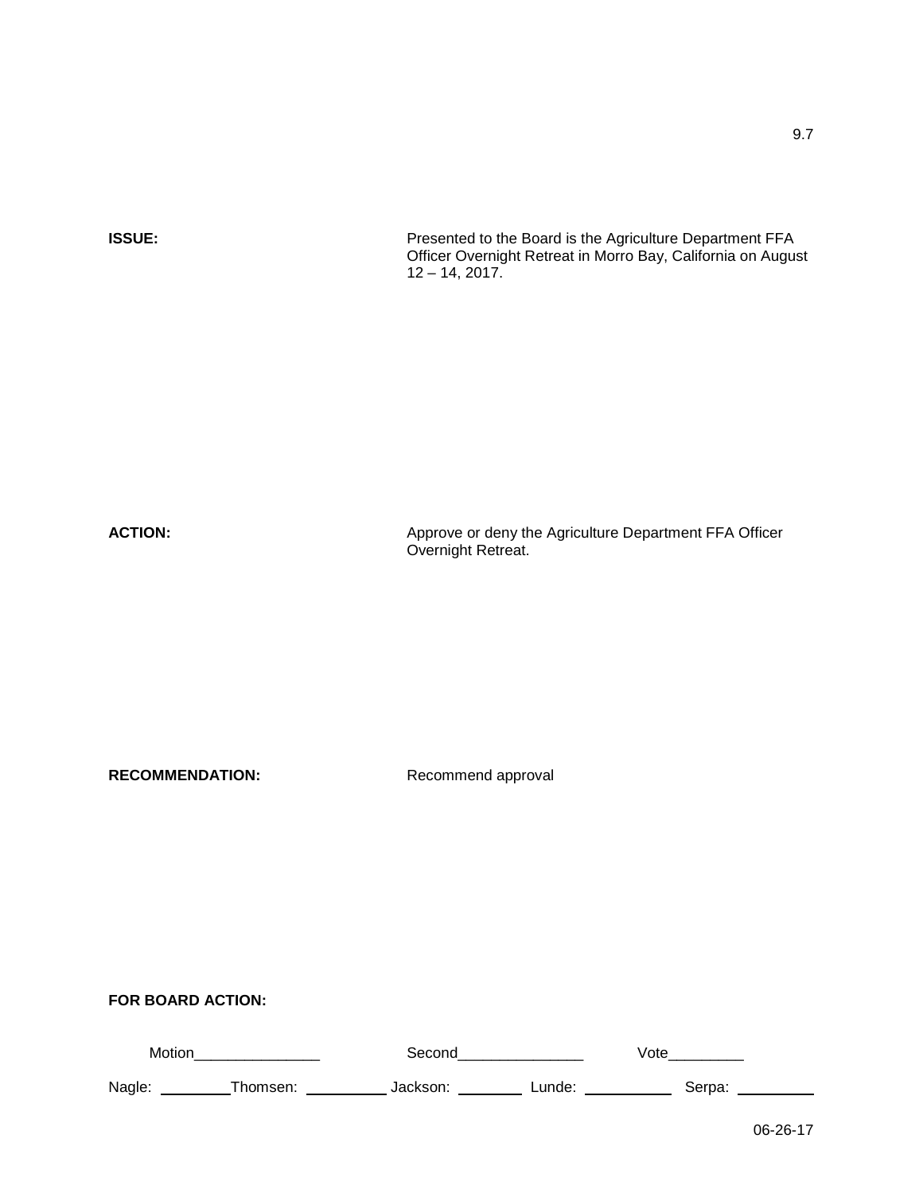9.7

**ISSUE:** Presented to the Board is the Agriculture Department FFA Officer Overnight Retreat in Morro Bay, California on August 12 – 14, 2017.

**ACTION:** Approve or deny the Agriculture Department FFA Officer Overnight Retreat.

**RECOMMENDATION:** Recommend approval

**FOR BOARD ACTION:**

Motion_______________ Second_______________ Vote_________

Nagle: _________ Thomsen: __________ Jackson: ________ Lunde: ___________ Serpa: __________

06-26-17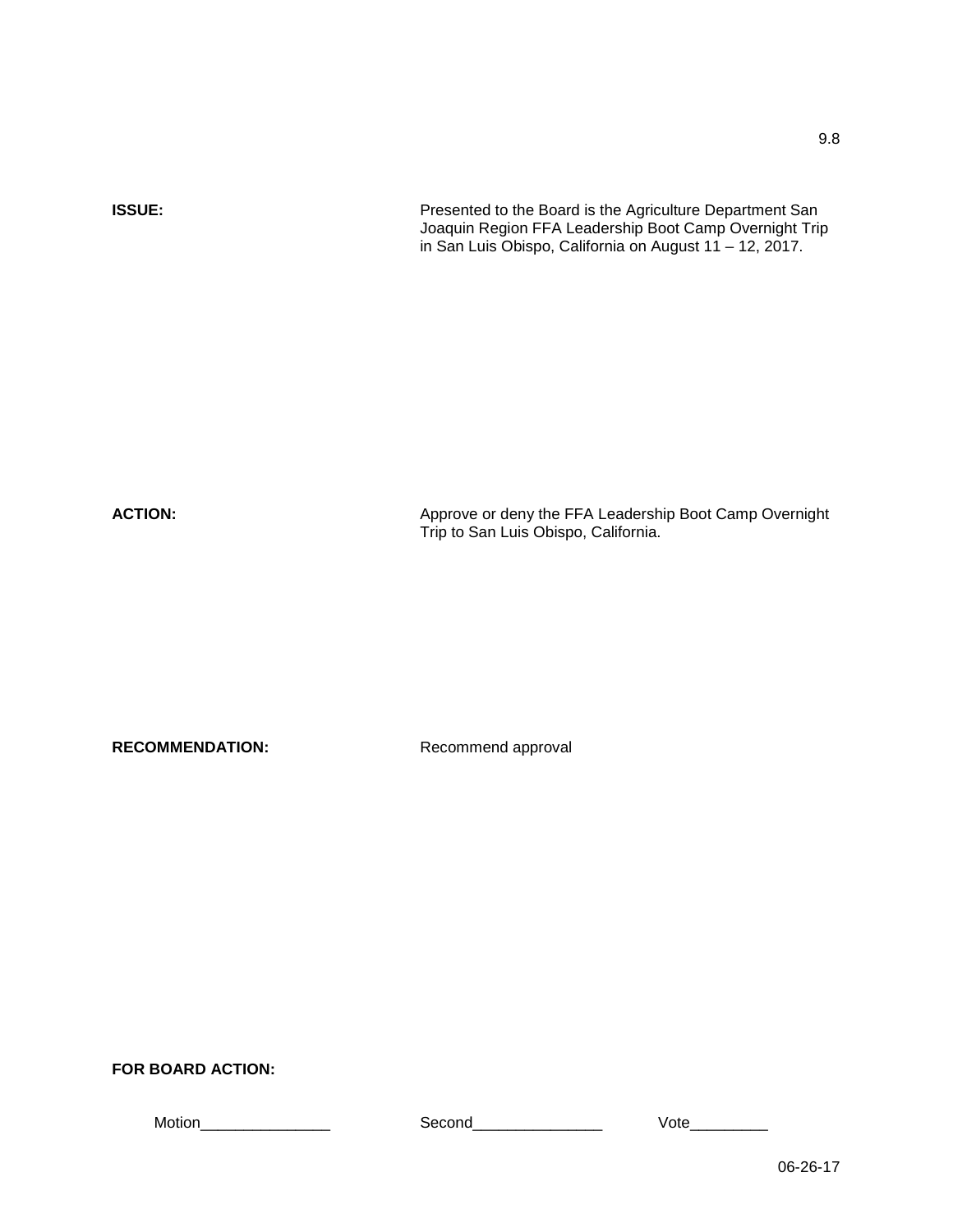9.8

**ISSUE:** Presented to the Board is the Agriculture Department San Joaquin Region FFA Leadership Boot Camp Overnight Trip in San Luis Obispo, California on August 11 – 12, 2017.

**ACTION:** Approve or deny the FFA Leadership Boot Camp Overnight Trip to San Luis Obispo, California.

**RECOMMENDATION:** Recommend approval

**FOR BOARD ACTION:**

Motion_______________ Second_______________ Vote_________

06-26-17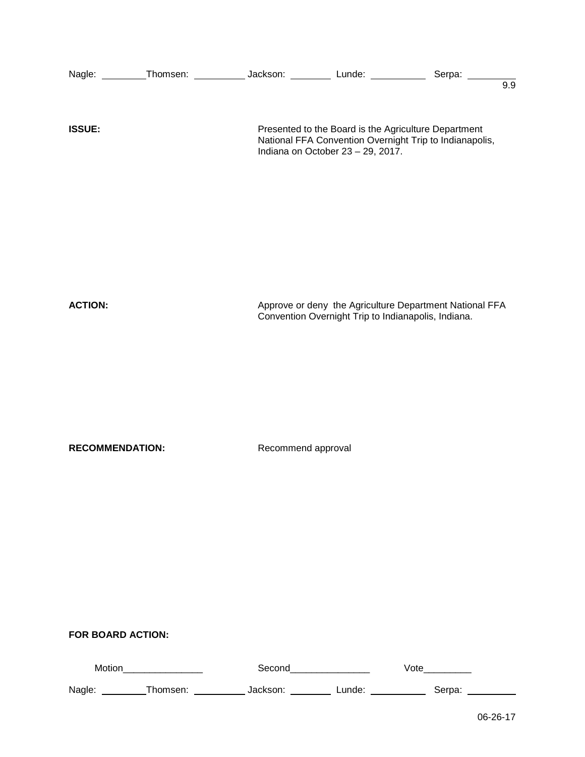Nagle: ________ Thomsen: __________ Jackson: ________ Lunde: __________ Serpa: _________

9.9

**ISSUE:** Presented to the Board is the Agriculture Department National FFA Convention Overnight Trip to Indianapolis, Indiana on October 23 – 29, 2017.

**ACTION:** Approve or deny the Agriculture Department National FFA Convention Overnight Trip to Indianapolis, Indiana.

**RECOMMENDATION:** Recommend approval

**FOR BOARD ACTION:**

Motion_______________ Second_______________ Vote_________

Nagle: ________ Thomsen: __________ Jackson: ________ Lunde: __________ Serpa: _________

06-26-17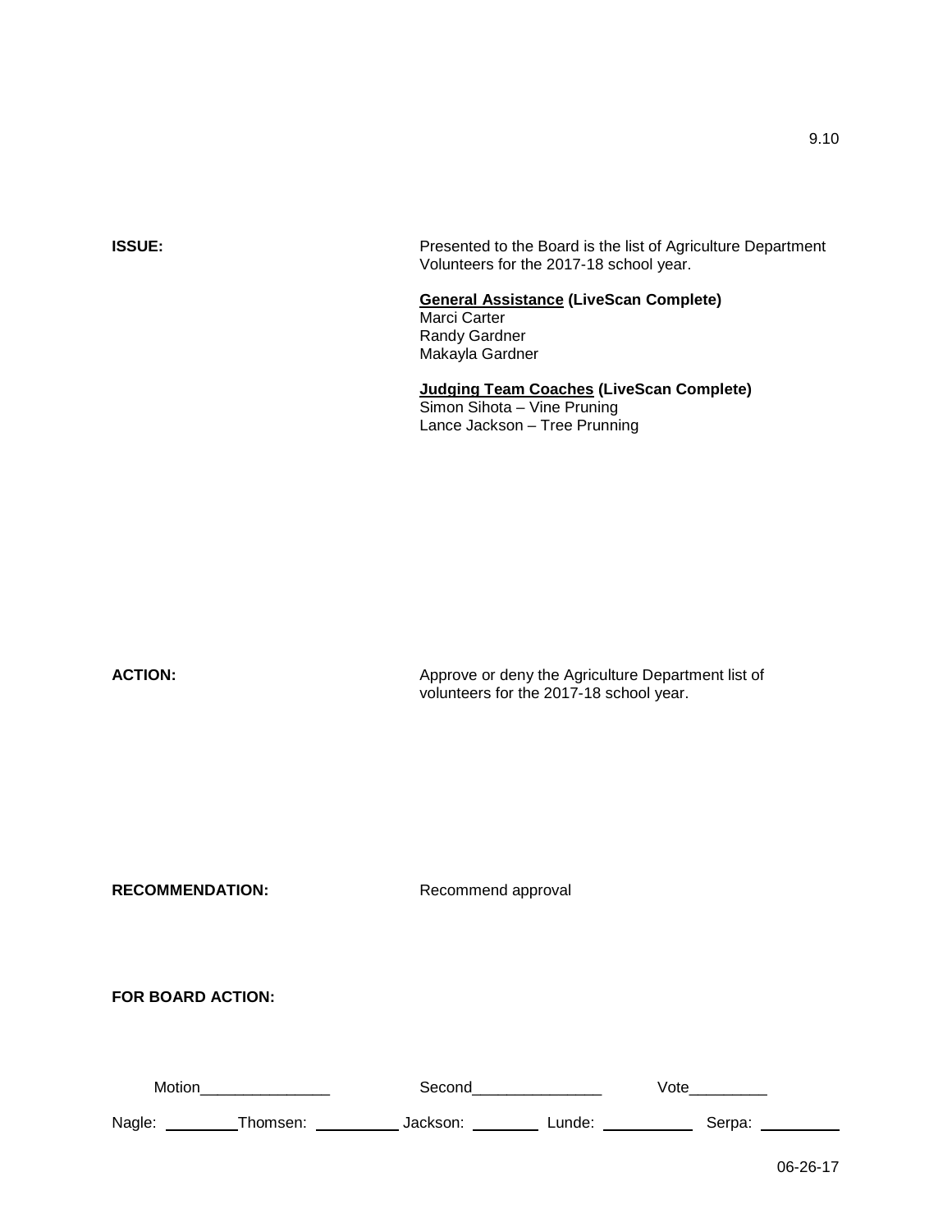9.10

**ISSUE:** Presented to the Board is the list of Agriculture Department Volunteers for the 2017-18 school year.

**General Assistance (LiveScan Complete)**
Marci Carter
Randy Gardner
Makayla Gardner

**Judging Team Coaches (LiveScan Complete)**
Simon Sihota – Vine Pruning
Lance Jackson – Tree Prunning

**ACTION:** Approve or deny the Agriculture Department list of volunteers for the 2017-18 school year.

**RECOMMENDATION:** Recommend approval

**FOR BOARD ACTION:**

Motion_______________ Second_______________ Vote_________

Nagle: _________ Thomsen: __________ Jackson: ________ Lunde: ___________ Serpa: _________

06-26-17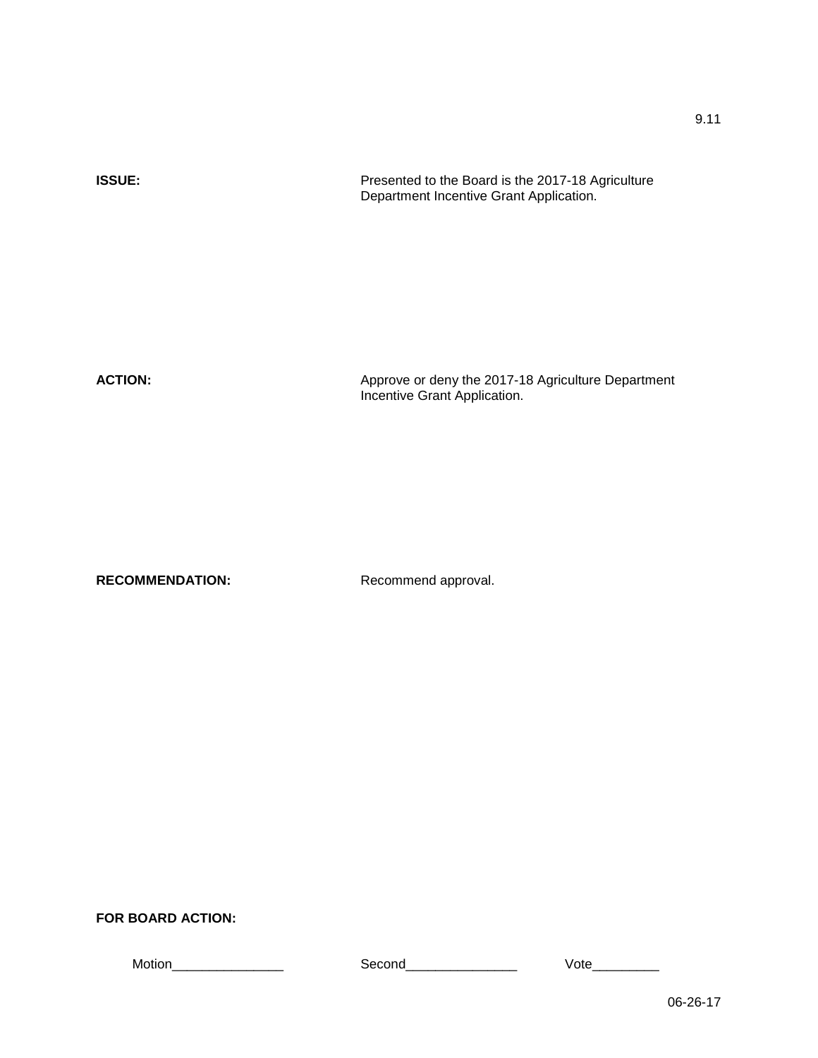9.11

**ISSUE:** Presented to the Board is the 2017-18 Agriculture Department Incentive Grant Application.

**ACTION:** Approve or deny the 2017-18 Agriculture Department Incentive Grant Application.

**RECOMMENDATION:** Recommend approval.

**FOR BOARD ACTION:**

Motion_______________ Second_______________ Vote_________

06-26-17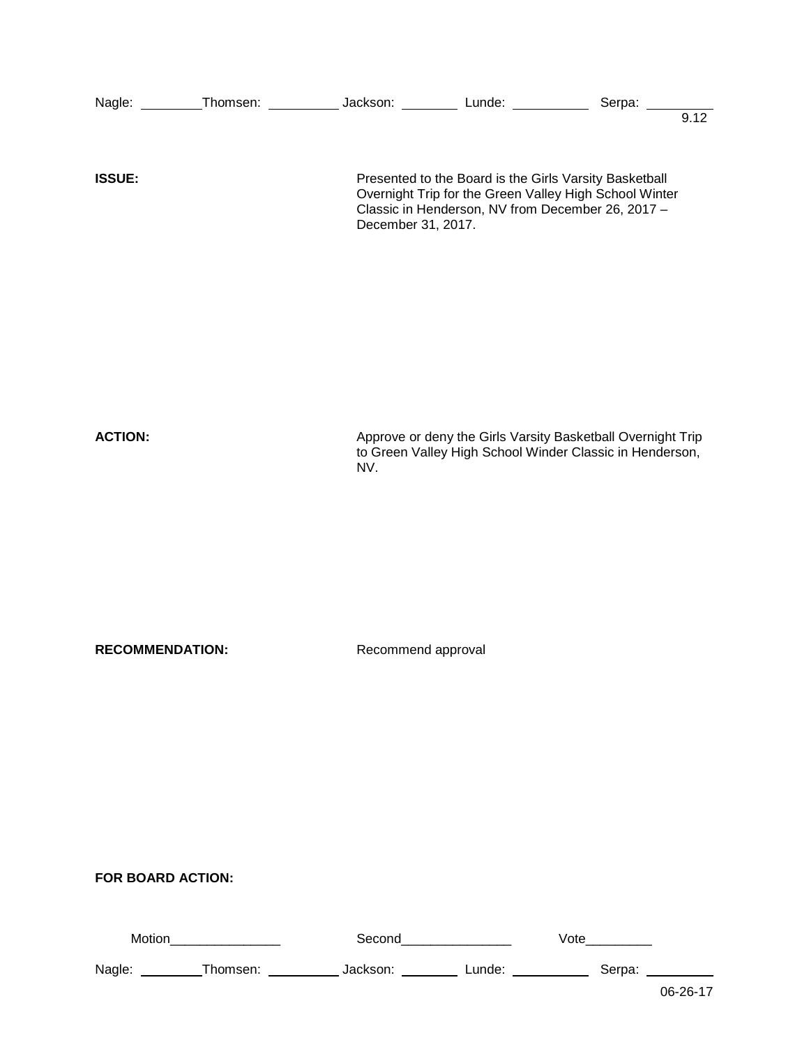Nagle: ________ Thomsen: ________ Jackson: ________ Lunde: ________ Serpa: ________

9.12

**ISSUE:** Presented to the Board is the Girls Varsity Basketball Overnight Trip for the Green Valley High School Winter Classic in Henderson, NV from December 26, 2017 – December 31, 2017.

**ACTION:** Approve or deny the Girls Varsity Basketball Overnight Trip to Green Valley High School Winder Classic in Henderson, NV.

**RECOMMENDATION:** Recommend approval

**FOR BOARD ACTION:**

Motion_______________ Second_______________ Vote_________

Nagle: ________ Thomsen: ________ Jackson: ________ Lunde: ________ Serpa: ________

06-26-17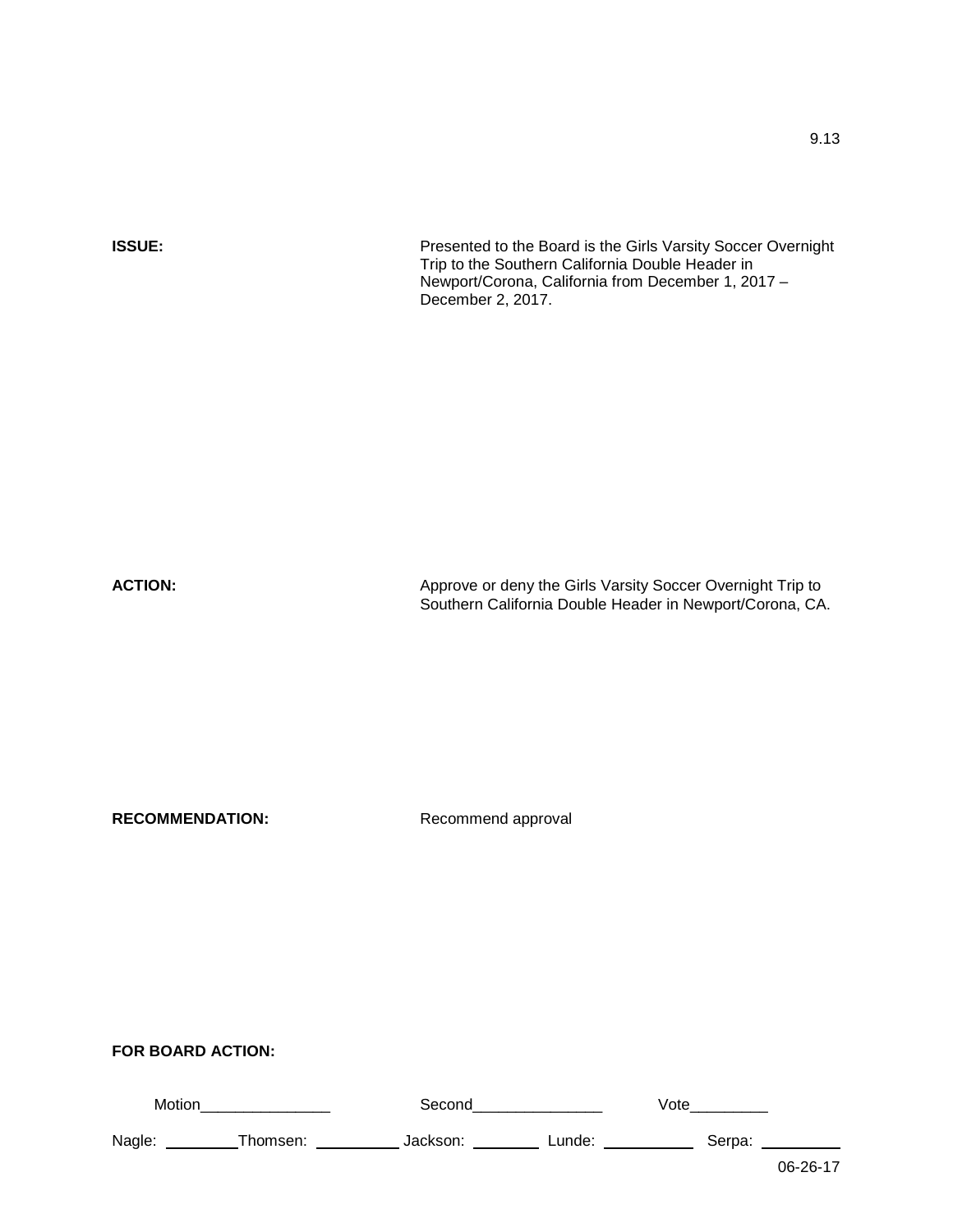9.13

**ISSUE:** Presented to the Board is the Girls Varsity Soccer Overnight Trip to the Southern California Double Header in Newport/Corona, California from December 1, 2017 – December 2, 2017.

**ACTION:** Approve or deny the Girls Varsity Soccer Overnight Trip to Southern California Double Header in Newport/Corona, CA.

**RECOMMENDATION:** Recommend approval

**FOR BOARD ACTION:**

Motion_______________ Second_______________ Vote_________

Nagle: _________ Thomsen: __________ Jackson: ________ Lunde: ___________ Serpa: _________

06-26-17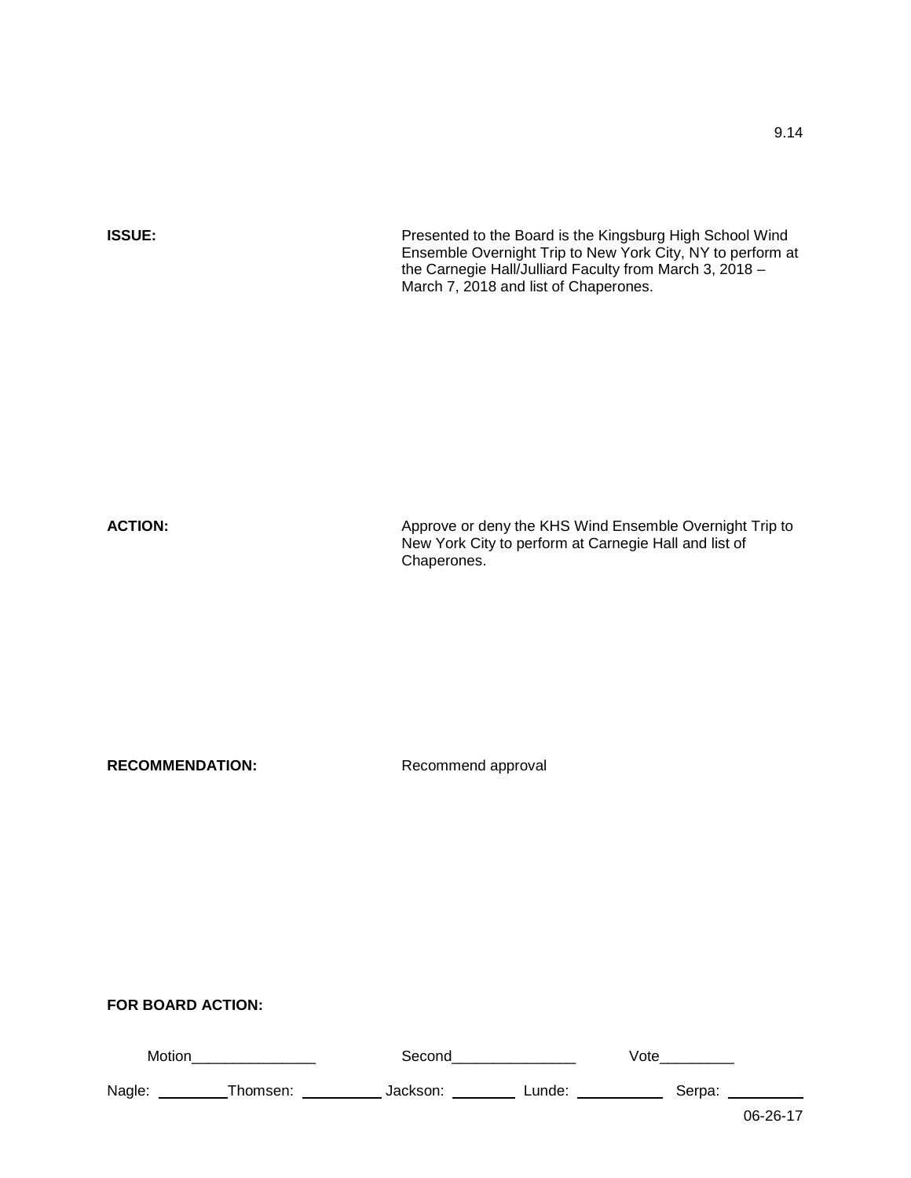9.14

**ISSUE:** Presented to the Board is the Kingsburg High School Wind Ensemble Overnight Trip to New York City, NY to perform at the Carnegie Hall/Julliard Faculty from March 3, 2018 – March 7, 2018 and list of Chaperones.

**ACTION:** Approve or deny the KHS Wind Ensemble Overnight Trip to New York City to perform at Carnegie Hall and list of Chaperones.

**RECOMMENDATION:** Recommend approval

**FOR BOARD ACTION:**

Motion_______________ Second_______________ Vote_________

Nagle: _________ Thomsen: __________ Jackson: ________ Lunde: ___________ Serpa: _________

06-26-17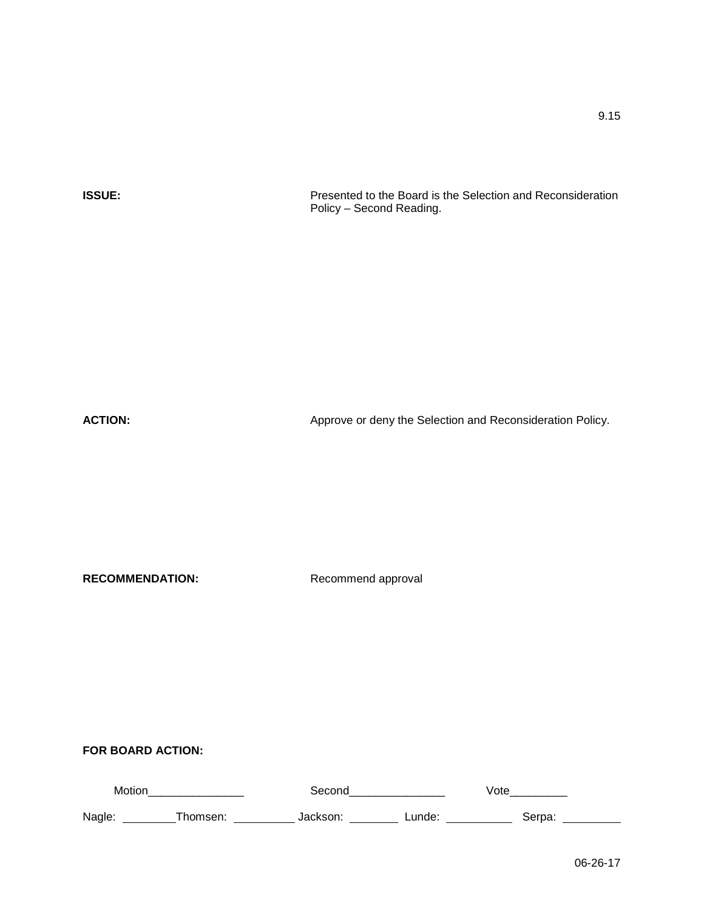9.15

**ISSUE:** Presented to the Board is the Selection and Reconsideration Policy – Second Reading.

**ACTION:** Approve or deny the Selection and Reconsideration Policy.

**RECOMMENDATION:** Recommend approval

**FOR BOARD ACTION:**

Motion_______________ Second_______________ Vote_________

Nagle: ________ Thomsen: _________ Jackson: ________ Lunde: __________ Serpa: _________

06-26-17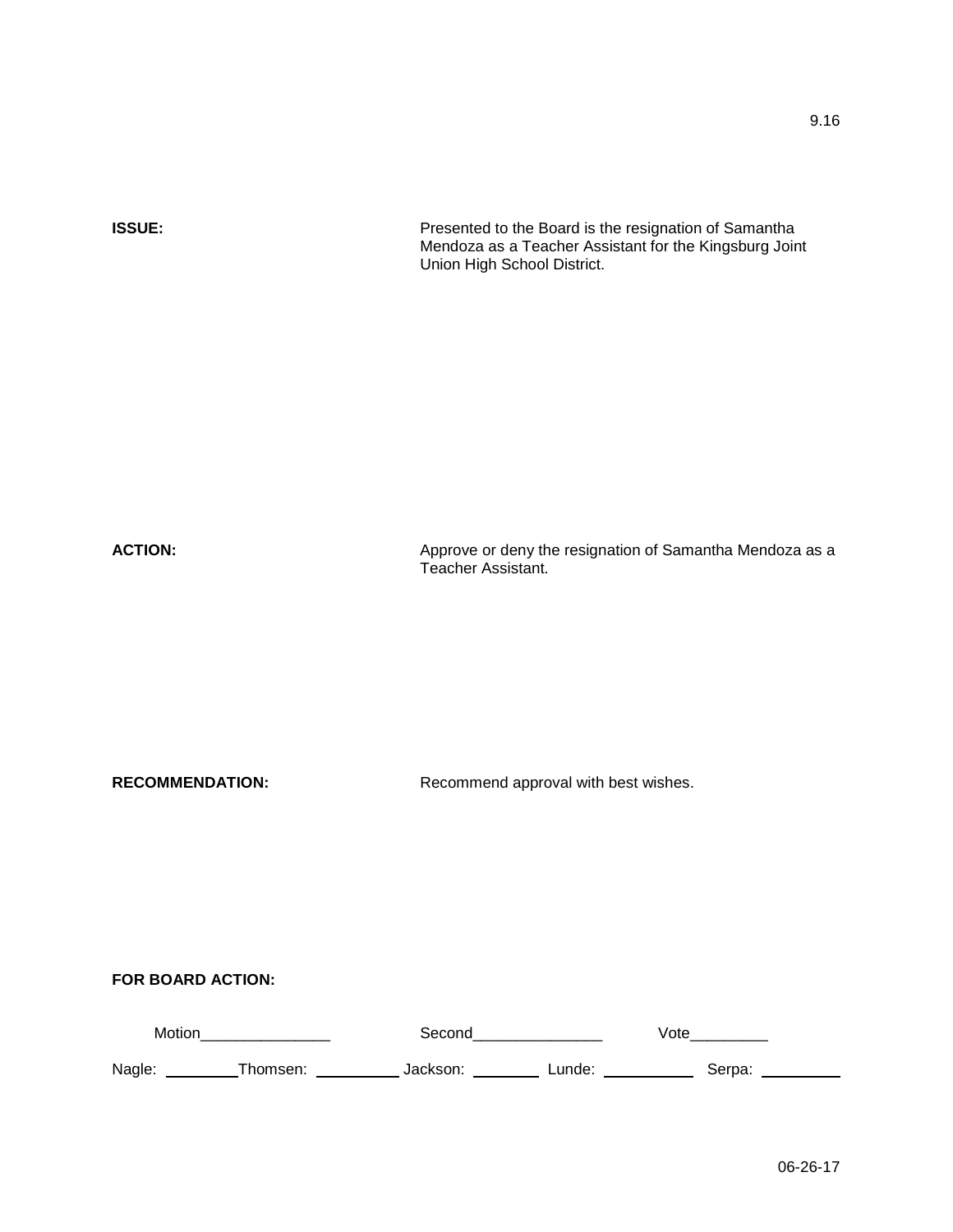9.16

**ISSUE:** Presented to the Board is the resignation of Samantha Mendoza as a Teacher Assistant for the Kingsburg Joint Union High School District.

**ACTION:** Approve or deny the resignation of Samantha Mendoza as a Teacher Assistant.

**RECOMMENDATION:** Recommend approval with best wishes.

**FOR BOARD ACTION:**

Motion_______________ Second_______________ Vote_________

Nagle: _________ Thomsen: __________ Jackson: ________ Lunde: ___________ Serpa: __________

06-26-17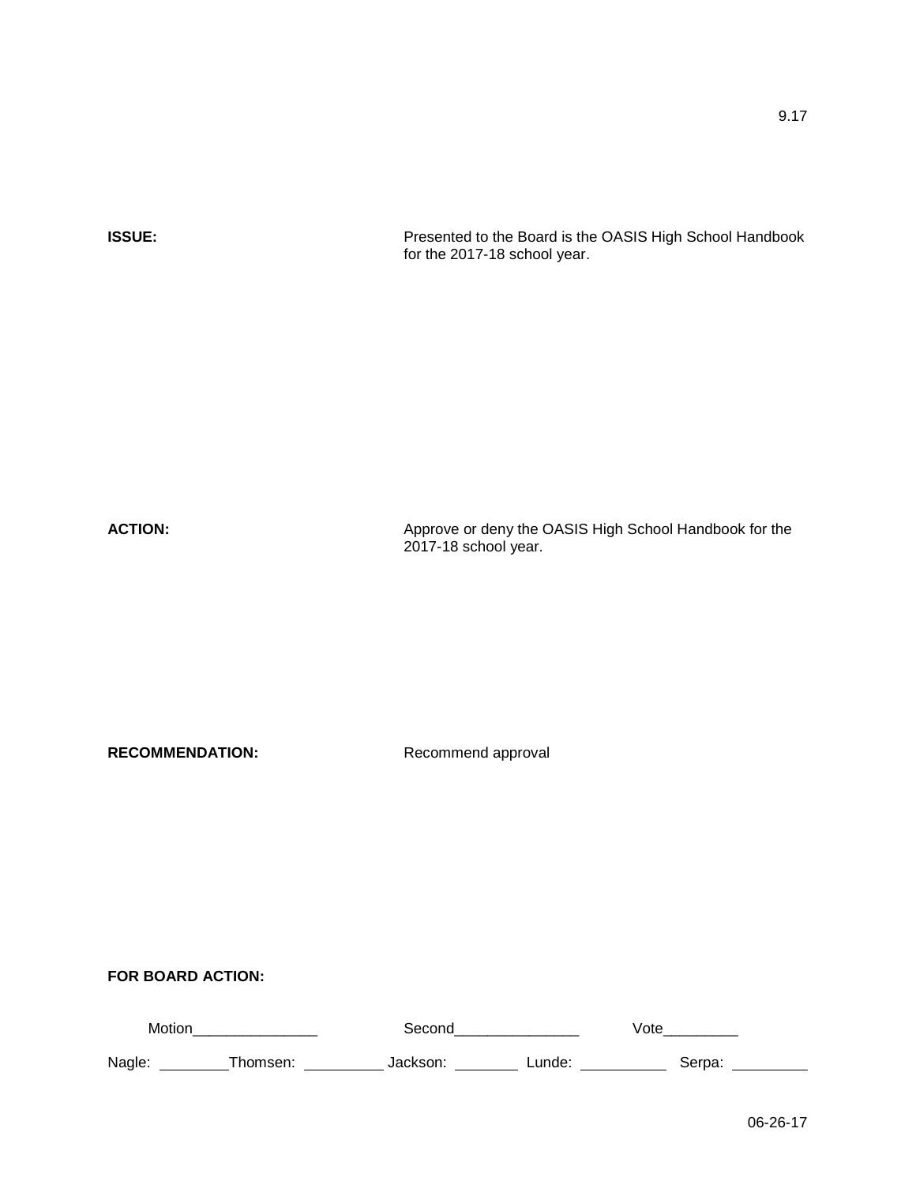9.17

**ISSUE:** Presented to the Board is the OASIS High School Handbook for the 2017-18 school year.

**ACTION:** Approve or deny the OASIS High School Handbook for the 2017-18 school year.

**RECOMMENDATION:** Recommend approval

**FOR BOARD ACTION:**

Motion_______________ Second_______________ Vote_________

Nagle: ________ Thomsen: _________ Jackson: ________ Lunde: __________ Serpa: _________

06-26-17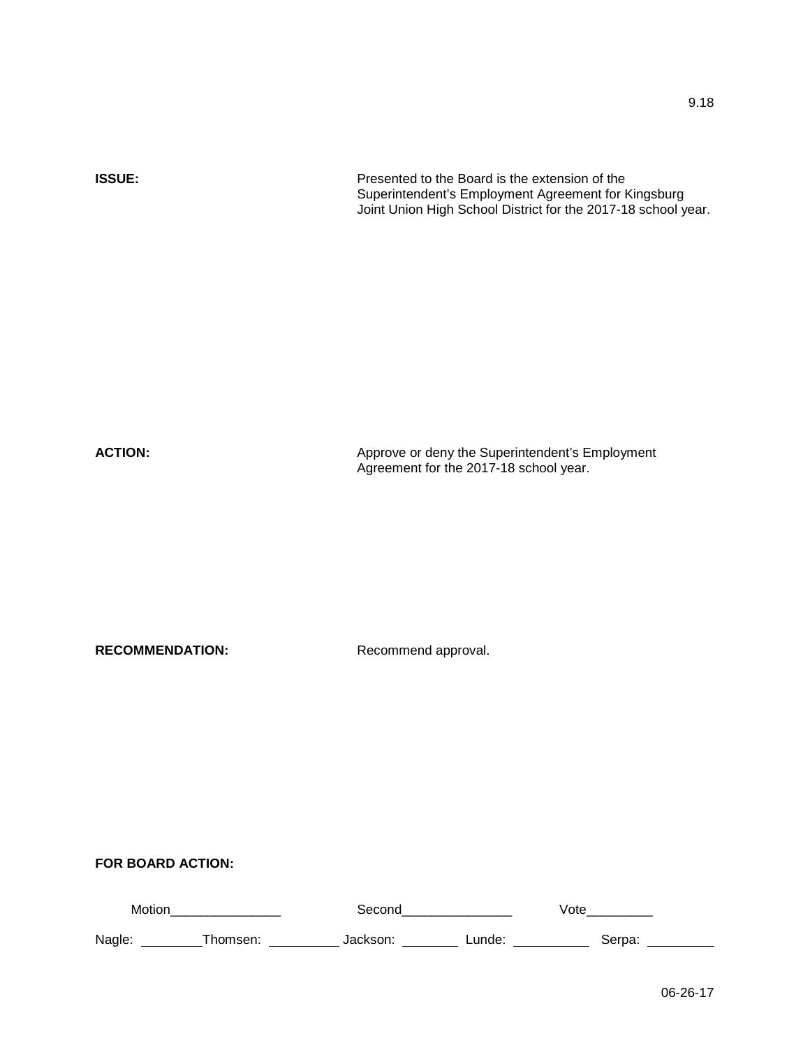9.18

**ISSUE:** Presented to the Board is the extension of the Superintendent's Employment Agreement for Kingsburg Joint Union High School District for the 2017-18 school year.

**ACTION:** Approve or deny the Superintendent's Employment Agreement for the 2017-18 school year.

**RECOMMENDATION:** Recommend approval.

**FOR BOARD ACTION:**

Motion_______________ Second_______________ Vote_________

Nagle: ________ Thomsen: _________ Jackson: ________ Lunde: __________ Serpa: _________

06-26-17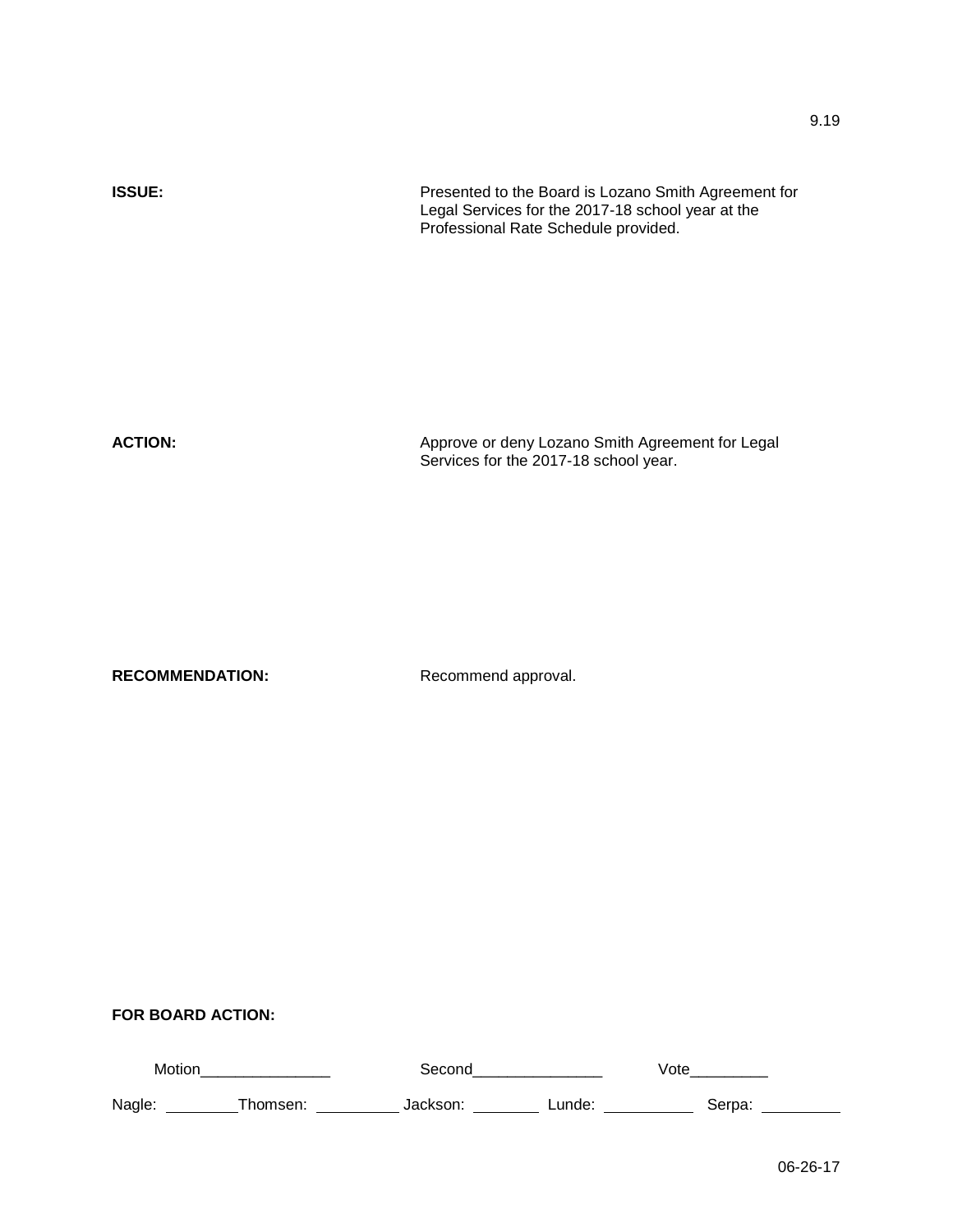9.19

**ISSUE:** Presented to the Board is Lozano Smith Agreement for Legal Services for the 2017-18 school year at the Professional Rate Schedule provided.

**ACTION:** Approve or deny Lozano Smith Agreement for Legal Services for the 2017-18 school year.

**RECOMMENDATION:** Recommend approval.

**FOR BOARD ACTION:**

Motion_______________ Second_______________ Vote_________

Nagle: ________ Thomsen: _________ Jackson: ________ Lunde: __________ Serpa: _________

06-26-17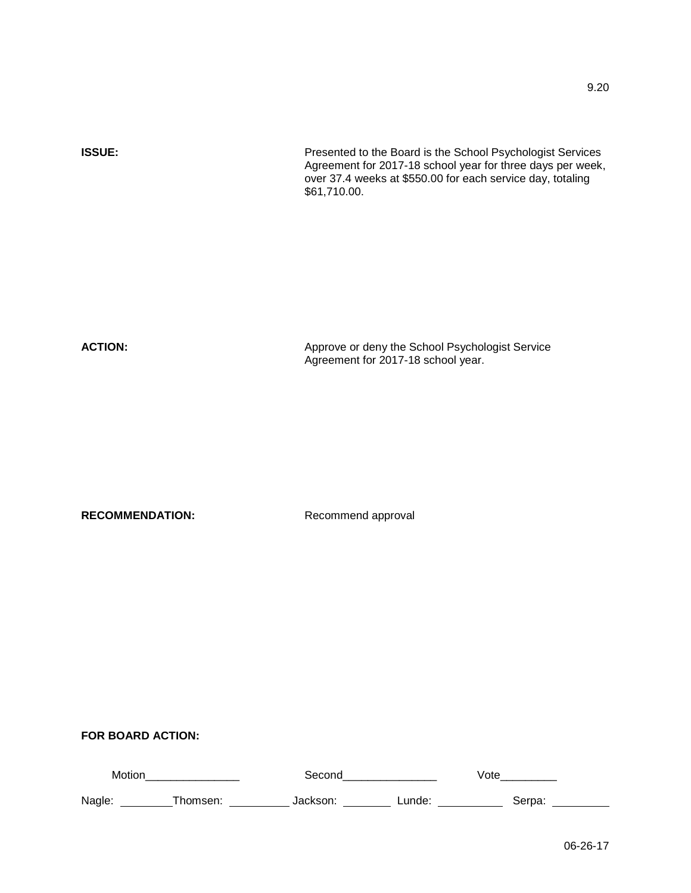9.20

**ISSUE:** Presented to the Board is the School Psychologist Services Agreement for 2017-18 school year for three days per week, over 37.4 weeks at $550.00 for each service day, totaling $61,710.00.

**ACTION:** Approve or deny the School Psychologist Service Agreement for 2017-18 school year.

**RECOMMENDATION:** Recommend approval

**FOR BOARD ACTION:**

Motion_______________ Second_______________ Vote_________

Nagle: ________ Thomsen: _________ Jackson: ________ Lunde: __________ Serpa: _________

06-26-17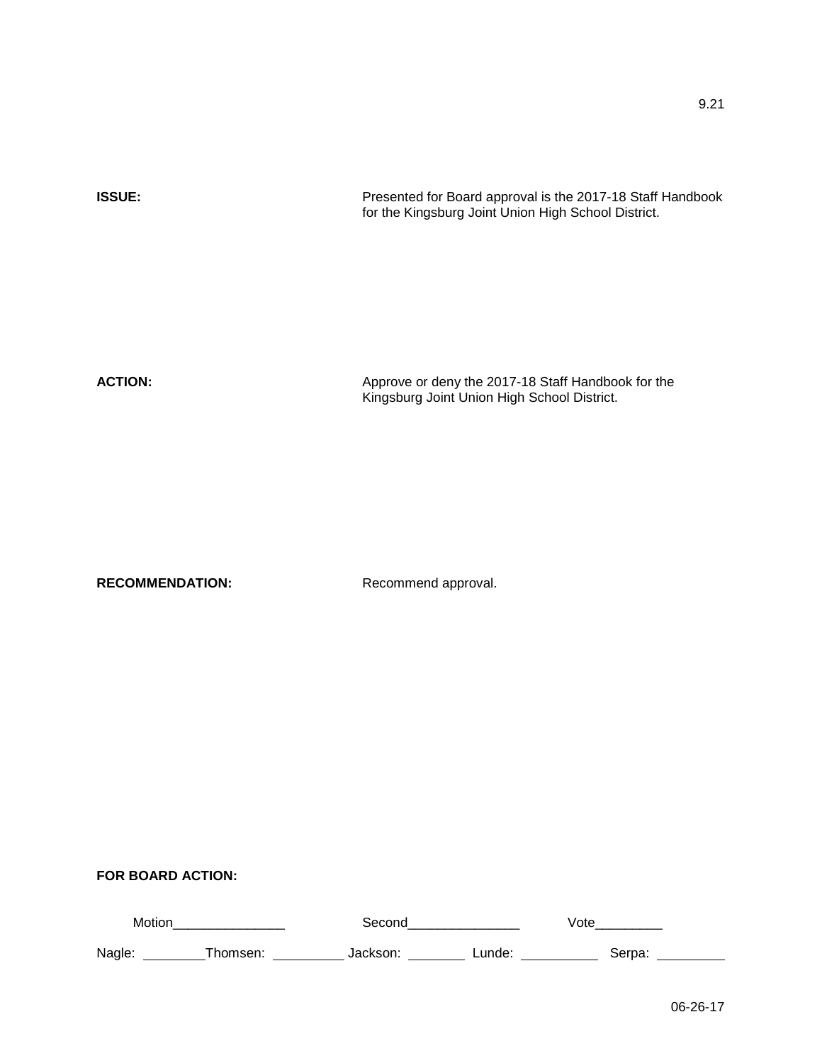9.21

**ISSUE:** Presented for Board approval is the 2017-18 Staff Handbook for the Kingsburg Joint Union High School District.

**ACTION:** Approve or deny the 2017-18 Staff Handbook for the Kingsburg Joint Union High School District.

**RECOMMENDATION:** Recommend approval.

**FOR BOARD ACTION:**

Motion_______________ Second_______________ Vote_________

Nagle: ________ Thomsen: _________ Jackson: ________ Lunde: __________ Serpa: _________

06-26-17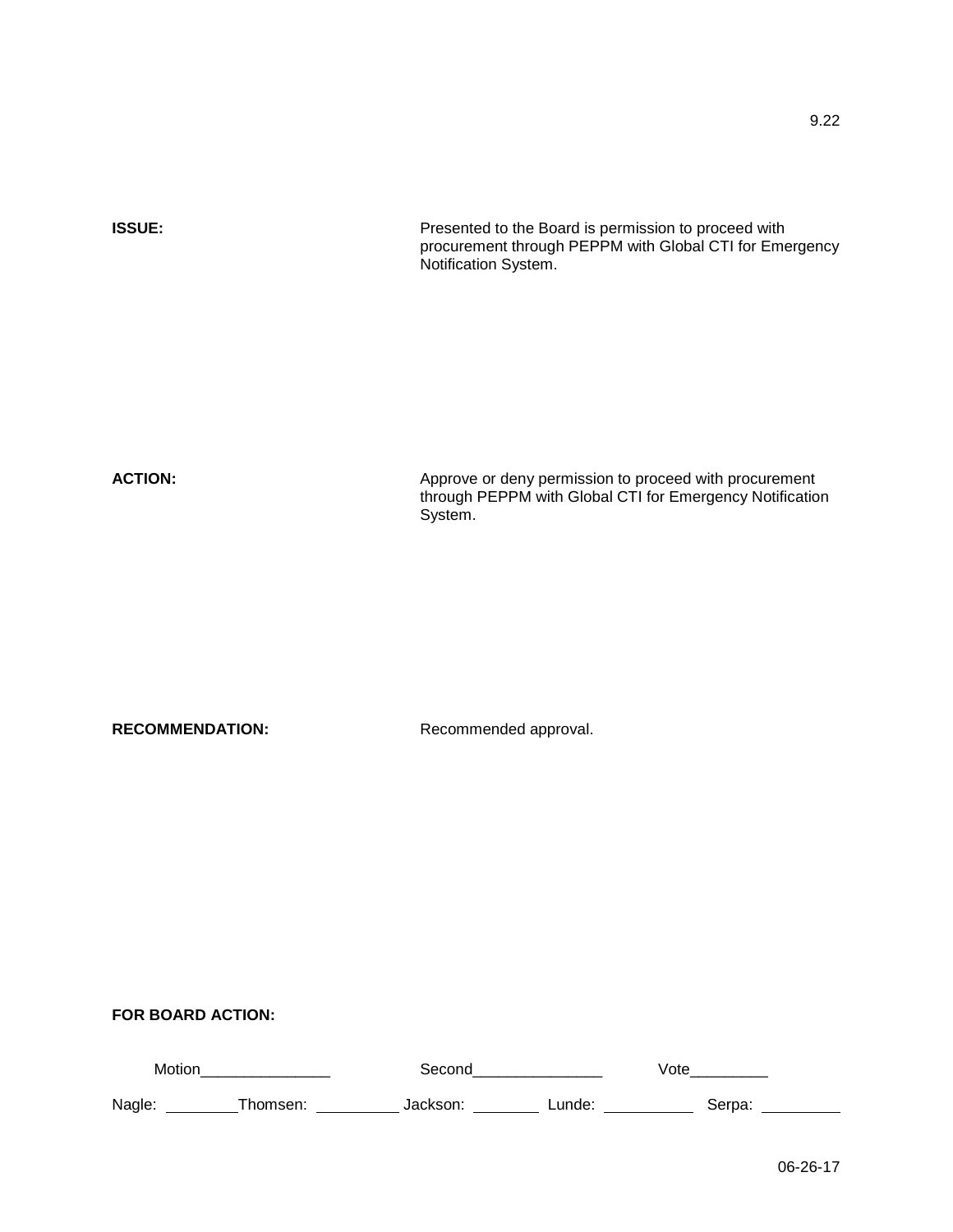9.22

**ISSUE:** Presented to the Board is permission to proceed with procurement through PEPPM with Global CTI for Emergency Notification System.

**ACTION:** Approve or deny permission to proceed with procurement through PEPPM with Global CTI for Emergency Notification System.

**RECOMMENDATION:** Recommended approval.

**FOR BOARD ACTION:**

Motion_______________ Second_______________ Vote_________

Nagle: ________ Thomsen: _________ Jackson: ________ Lunde: __________ Serpa: _________

06-26-17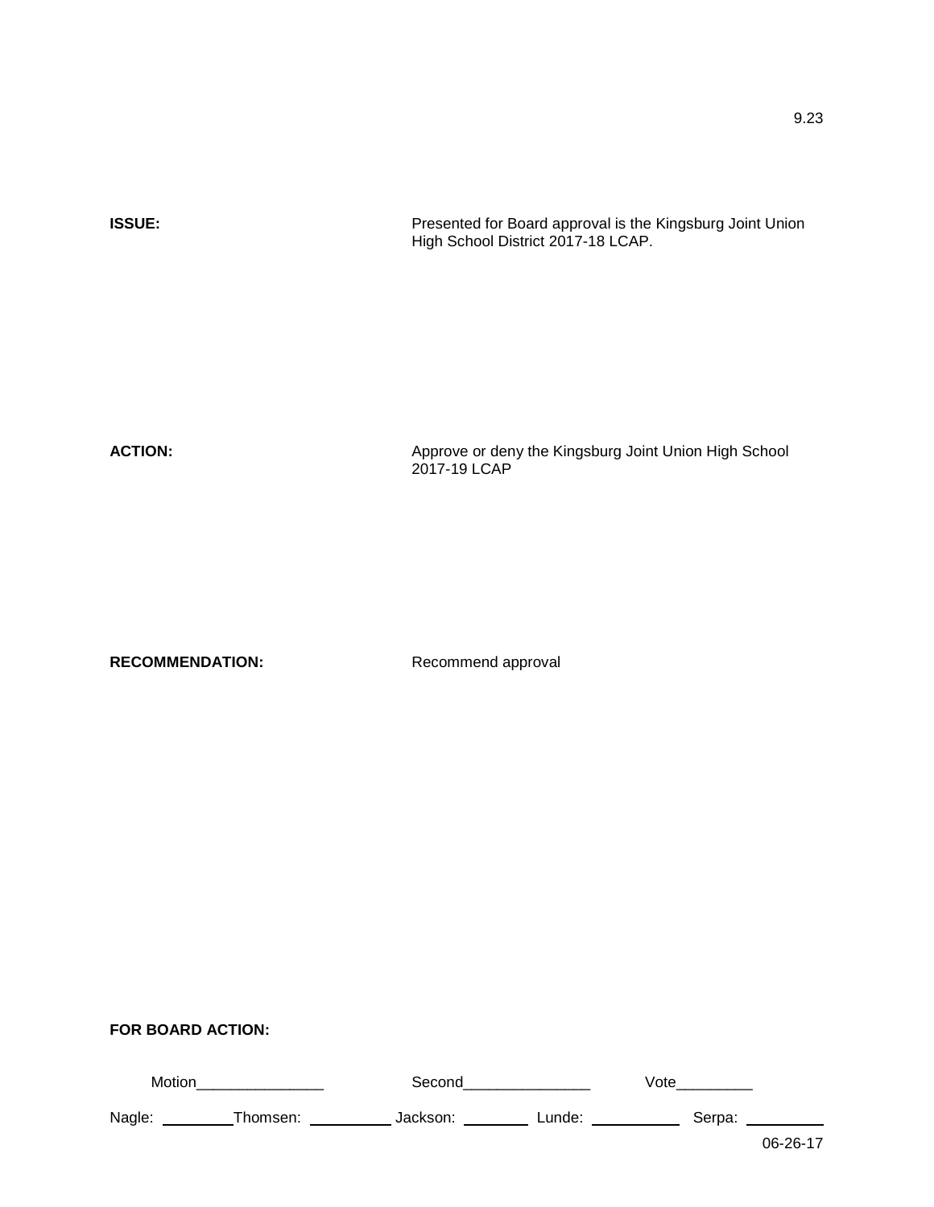9.23

**ISSUE:** Presented for Board approval is the Kingsburg Joint Union High School District 2017-18 LCAP.

**ACTION:** Approve or deny the Kingsburg Joint Union High School 2017-19 LCAP

**RECOMMENDATION:** Recommend approval

**FOR BOARD ACTION:**

Motion_______________ Second_______________ Vote_________

Nagle: _________ Thomsen: __________ Jackson: ________ Lunde: ___________ Serpa: _________

06-26-17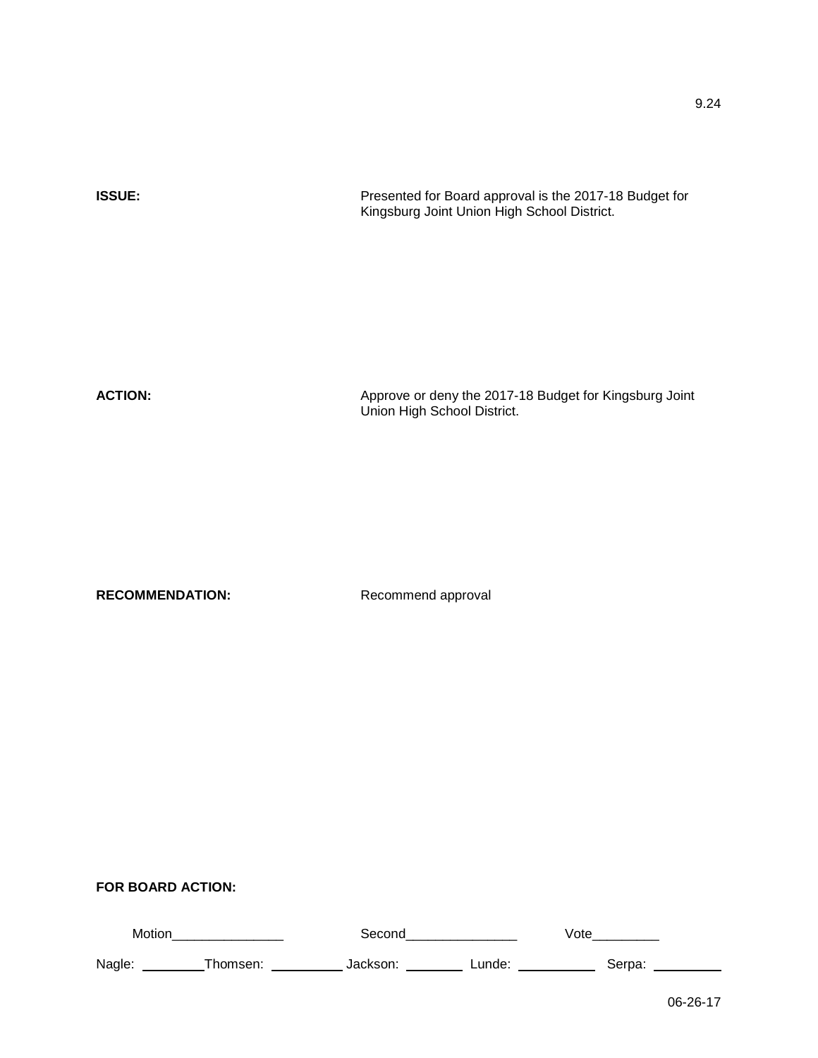9.24

**ISSUE:** Presented for Board approval is the 2017-18 Budget for Kingsburg Joint Union High School District.

**ACTION:** Approve or deny the 2017-18 Budget for Kingsburg Joint Union High School District.

**RECOMMENDATION:** Recommend approval

**FOR BOARD ACTION:**

Motion_______________ Second_______________ Vote_________

Nagle: _________ Thomsen: __________ Jackson: ________ Lunde: ___________ Serpa: __________

06-26-17